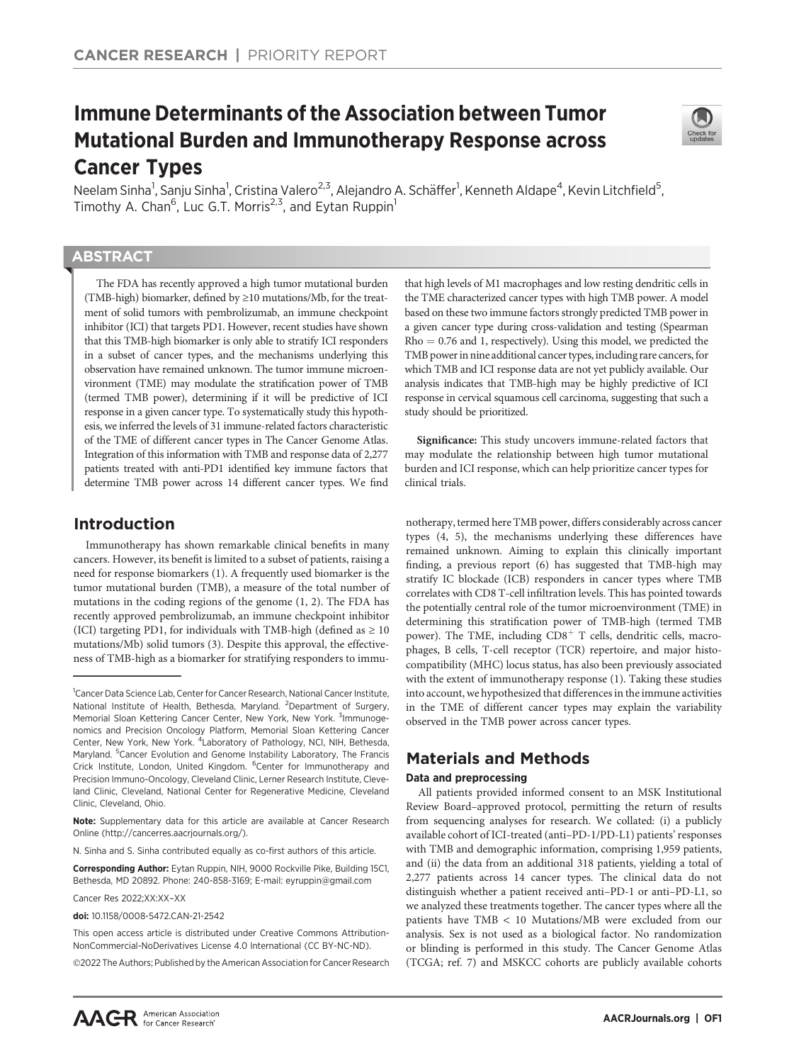# Immune Determinants of the Association between Tumor Mutational Burden and Immunotherapy Response across Cancer Types

Neelam Sinha[1], Sanju Sinha[1], Cristina Valero[2,3], Alejandro A. Schäffer[1], Kenneth Aldape[4], Kevin Litchfield[5], Timothy A. Chan[6], Luc G.T. Morris[2,3], and Eytan Ruppin[1]

## ABSTRACT

The FDA has recently approved a high tumor mutational burden (TMB-high) biomarker, defined by ≥10 mutations/Mb, for the treatment of solid tumors with pembrolizumab, an immune checkpoint inhibitor (ICI) that targets PD1. However, recent studies have shown that this TMB-high biomarker is only able to stratify ICI responders in a subset of cancer types, and the mechanisms underlying this observation have remained unknown. The tumor immune microenvironment (TME) may modulate the stratification power of TMB (termed TMB power), determining if it will be predictive of ICI response in a given cancer type. To systematically study this hypothesis, we inferred the levels of 31 immune-related factors characteristic of the TME of different cancer types in The Cancer Genome Atlas. Integration of this information with TMB and response data of 2,277 patients treated with anti-PD1 identified key immune factors that determine TMB power across 14 different cancer types. We find that high levels of M1 macrophages and low resting dendritic cells in the TME characterized cancer types with high TMB power. A model based on these two immune factors strongly predicted TMB power in a given cancer type during cross-validation and testing (Spearman Rho = 0.76 and 1, respectively). Using this model, we predicted the TMB power in nine additional cancer types, including rare cancers, for which TMB and ICI response data are not yet publicly available. Our analysis indicates that TMB-high may be highly predictive of ICI response in cervical squamous cell carcinoma, suggesting that such a study should be prioritized.

**Significance:** This study uncovers immune-related factors that may modulate the relationship between high tumor mutational burden and ICI response, which can help prioritize cancer types for clinical trials.

## Introduction

Immunotherapy has shown remarkable clinical benefits in many cancers. However, its benefit is limited to a subset of patients, raising a need for response biomarkers (1). A frequently used biomarker is the tumor mutational burden (TMB), a measure of the total number of mutations in the coding regions of the genome (1, 2). The FDA has recently approved pembrolizumab, an immune checkpoint inhibitor (ICI) targeting PD1, for individuals with TMB-high (defined as ≥ 10 mutations/Mb) solid tumors (3). Despite this approval, the effectiveness of TMB-high as a biomarker for stratifying responders to immunotherapy, termed here TMB power, differs considerably across cancer types (4, 5), the mechanisms underlying these differences have remained unknown. Aiming to explain this clinically important finding, a previous report (6) has suggested that TMB-high may stratify IC blockade (ICB) responders in cancer types where TMB correlates with CD8 T-cell infiltration levels. This has pointed towards the potentially central role of the tumor microenvironment (TME) in determining this stratification power of TMB-high (termed TMB power). The TME, including $CD8^+$ T cells, dendritic cells, macrophages, B cells, T-cell receptor (TCR) repertoire, and major histocompatibility (MHC) locus status, has also been previously associated with the extent of immunotherapy response (1). Taking these studies into account, we hypothesized that differences in the immune activities in the TME of different cancer types may explain the variability observed in the TMB power across cancer types.

## Materials and Methods

### Data and preprocessing

All patients provided informed consent to an MSK Institutional Review Board–approved protocol, permitting the return of results from sequencing analyses for research. We collated: (i) a publicly available cohort of ICI-treated (anti–PD-1/PD-L1) patients' responses with TMB and demographic information, comprising 1,959 patients, and (ii) the data from an additional 318 patients, yielding a total of 2,277 patients across 14 cancer types. The clinical data do not distinguish whether a patient received anti–PD-1 or anti–PD-L1, so we analyzed these treatments together. The cancer types where all the patients have TMB < 10 Mutations/MB were excluded from our analysis. Sex is not used as a biological factor. No randomization or blinding is performed in this study. The Cancer Genome Atlas (TCGA; ref. 7) and MSKCC cohorts are publicly available cohorts

---

[1]Cancer Data Science Lab, Center for Cancer Research, National Cancer Institute, National Institute of Health, Bethesda, Maryland. [2]Department of Surgery, Memorial Sloan Kettering Cancer Center, New York, New York. [3]Immunogenomics and Precision Oncology Platform, Memorial Sloan Kettering Cancer Center, New York, New York. [4]Laboratory of Pathology, NCI, NIH, Bethesda, Maryland. [5]Cancer Evolution and Genome Instability Laboratory, The Francis Crick Institute, London, United Kingdom. [6]Center for Immunotherapy and Precision Immuno-Oncology, Cleveland Clinic, Lerner Research Institute, Cleveland Clinic, Cleveland, National Center for Regenerative Medicine, Cleveland Clinic, Cleveland, Ohio.

**Note:** Supplementary data for this article are available at Cancer Research Online (http://cancerres.aacrjournals.org/).

N. Sinha and S. Sinha contributed equally as co-first authors of this article.

**Corresponding Author:** Eytan Ruppin, NIH, 9000 Rockville Pike, Building 15C1, Bethesda, MD 20892. Phone: 240-858-3169; E-mail: eyruppin@gmail.com

Cancer Res 2022;XX:XX–XX

**doi:** 10.1158/0008-5472.CAN-21-2542

This open access article is distributed under Creative Commons Attribution-NonCommercial-NoDerivatives License 4.0 International (CC BY-NC-ND).

©2022 The Authors; Published by the American Association for Cancer Research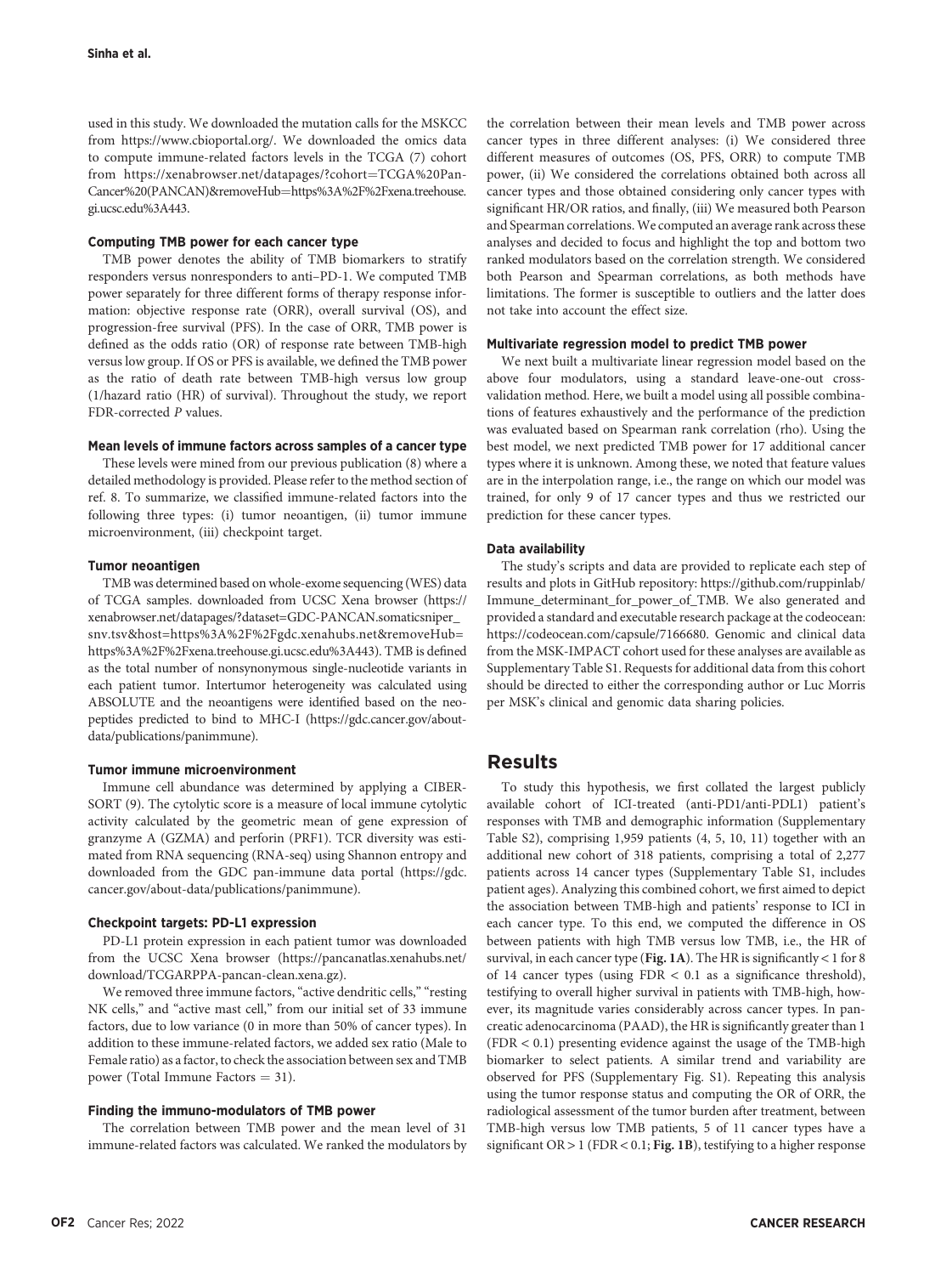used in this study. We downloaded the mutation calls for the MSKCC from https://www.cbioportal.org/. We downloaded the omics data to compute immune-related factors levels in the TCGA (7) cohort from https://xenabrowser.net/datapages/?cohort=TCGA%20Pan-Cancer%20(PANCAN)&removeHub=https%3A%2F%2Fxena.treehouse.gi.ucsc.edu%3A443.

### Computing TMB power for each cancer type

TMB power denotes the ability of TMB biomarkers to stratify responders versus nonresponders to anti–PD-1. We computed TMB power separately for three different forms of therapy response information: objective response rate (ORR), overall survival (OS), and progression-free survival (PFS). In the case of ORR, TMB power is defined as the odds ratio (OR) of response rate between TMB-high versus low group. If OS or PFS is available, we defined the TMB power as the ratio of death rate between TMB-high versus low group (1/hazard ratio (HR) of survival). Throughout the study, we report FDR-corrected *P* values.

### Mean levels of immune factors across samples of a cancer type

These levels were mined from our previous publication (8) where a detailed methodology is provided. Please refer to the method section of ref. 8. To summarize, we classified immune-related factors into the following three types: (i) tumor neoantigen, (ii) tumor immune microenvironment, (iii) checkpoint target.

### Tumor neoantigen

TMB was determined based on whole-exome sequencing (WES) data of TCGA samples. downloaded from UCSC Xena browser (https://xenabrowser.net/datapages/?dataset=GDC-PANCAN.somaticsniper_snv.tsv&host=https%3A%2F%2Fgdc.xenahubs.net&removeHub=https%3A%2F%2Fxena.treehouse.gi.ucsc.edu%3A443). TMB is defined as the total number of nonsynonymous single-nucleotide variants in each patient tumor. Intertumor heterogeneity was calculated using ABSOLUTE and the neoantigens were identified based on the neopeptides predicted to bind to MHC-I (https://gdc.cancer.gov/about-data/publications/panimmune).

### Tumor immune microenvironment

Immune cell abundance was determined by applying a CIBERSORT (9). The cytolytic score is a measure of local immune cytolytic activity calculated by the geometric mean of gene expression of granzyme A (GZMA) and perforin (PRF1). TCR diversity was estimated from RNA sequencing (RNA-seq) using Shannon entropy and downloaded from the GDC pan-immune data portal (https://gdc.cancer.gov/about-data/publications/panimmune).

### Checkpoint targets: PD-L1 expression

PD-L1 protein expression in each patient tumor was downloaded from the UCSC Xena browser (https://pancanatlas.xenahubs.net/download/TCGARPPA-pancan-clean.xena.gz).

We removed three immune factors, "active dendritic cells," "resting NK cells," and "active mast cell," from our initial set of 33 immune factors, due to low variance (0 in more than 50% of cancer types). In addition to these immune-related factors, we added sex ratio (Male to Female ratio) as a factor, to check the association between sex and TMB power (Total Immune Factors = 31).

### Finding the immuno-modulators of TMB power

The correlation between TMB power and the mean level of 31 immune-related factors was calculated. We ranked the modulators by the correlation between their mean levels and TMB power across cancer types in three different analyses: (i) We considered three different measures of outcomes (OS, PFS, ORR) to compute TMB power, (ii) We considered the correlations obtained both across all cancer types and those obtained considering only cancer types with significant HR/OR ratios, and finally, (iii) We measured both Pearson and Spearman correlations. We computed an average rank across these analyses and decided to focus and highlight the top and bottom two ranked modulators based on the correlation strength. We considered both Pearson and Spearman correlations, as both methods have limitations. The former is susceptible to outliers and the latter does not take into account the effect size.

### Multivariate regression model to predict TMB power

We next built a multivariate linear regression model based on the above four modulators, using a standard leave-one-out cross-validation method. Here, we built a model using all possible combinations of features exhaustively and the performance of the prediction was evaluated based on Spearman rank correlation (rho). Using the best model, we next predicted TMB power for 17 additional cancer types where it is unknown. Among these, we noted that feature values are in the interpolation range, i.e., the range on which our model was trained, for only 9 of 17 cancer types and thus we restricted our prediction for these cancer types.

### Data availability

The study's scripts and data are provided to replicate each step of results and plots in GitHub repository: https://github.com/ruppinlab/Immune_determinant_for_power_of_TMB. We also generated and provided a standard and executable research package at the codeocean: https://codeocean.com/capsule/7166680. Genomic and clinical data from the MSK-IMPACT cohort used for these analyses are available as Supplementary Table S1. Requests for additional data from this cohort should be directed to either the corresponding author or Luc Morris per MSK's clinical and genomic data sharing policies.

## Results

To study this hypothesis, we first collated the largest publicly available cohort of ICI-treated (anti-PD1/anti-PDL1) patient's responses with TMB and demographic information (Supplementary Table S2), comprising 1,959 patients (4, 5, 10, 11) together with an additional new cohort of 318 patients, comprising a total of 2,277 patients across 14 cancer types (Supplementary Table S1, includes patient ages). Analyzing this combined cohort, we first aimed to depict the association between TMB-high and patients' response to ICI in each cancer type. To this end, we computed the difference in OS between patients with high TMB versus low TMB, i.e., the HR of survival, in each cancer type (**Fig. 1A**). The HR is significantly < 1 for 8 of 14 cancer types (using FDR < 0.1 as a significance threshold), testifying to overall higher survival in patients with TMB-high, however, its magnitude varies considerably across cancer types. In pancreatic adenocarcinoma (PAAD), the HR is significantly greater than 1 (FDR < 0.1) presenting evidence against the usage of the TMB-high biomarker to select patients. A similar trend and variability are observed for PFS (Supplementary Fig. S1). Repeating this analysis using the tumor response status and computing the OR of ORR, the radiological assessment of the tumor burden after treatment, between TMB-high versus low TMB patients, 5 of 11 cancer types have a significant OR > 1 (FDR < 0.1; **Fig. 1B**), testifying to a higher response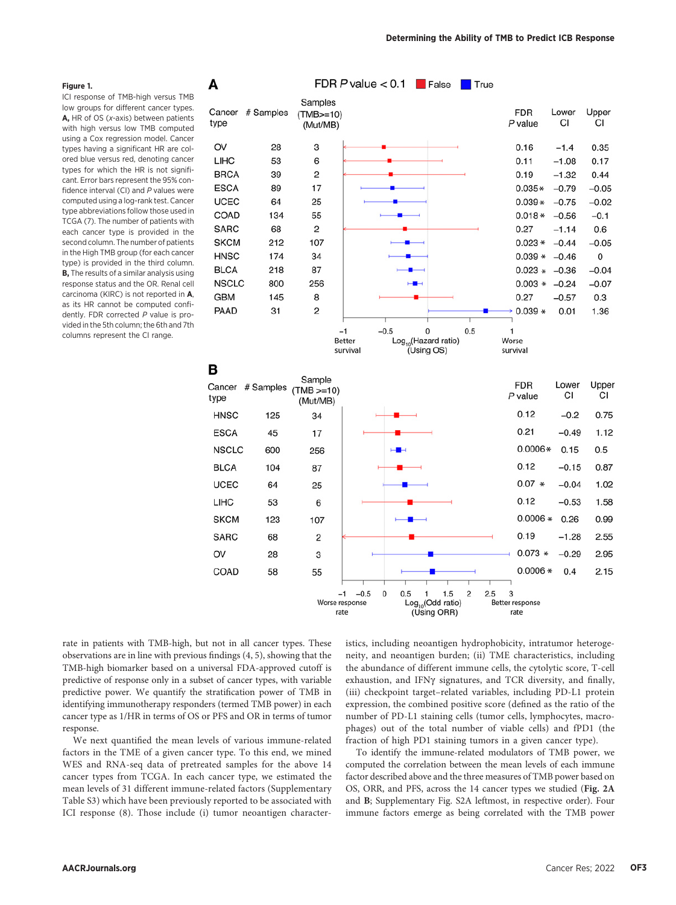**Figure 1.**

ICI response of TMB-high versus TMB low groups for different cancer types. **A,** HR of OS (*x*-axis) between patients with high versus low TMB computed using a Cox regression model. Cancer types having a significant HR are colored blue versus red, denoting cancer types for which the HR is not significant. Error bars represent the 95% confidence interval (CI) and *P* values were computed using a log-rank test. Cancer type abbreviations follow those used in TCGA (7). The number of patients with each cancer type is provided in the second column. The number of patients in the High TMB group (for each cancer type) is provided in the third column. **B,** The results of a similar analysis using response status and the OR. Renal cell carcinoma (KIRC) is not reported in **A**, as its HR cannot be computed confidently. FDR corrected *P* value is provided in the 5th column; the 6th and 7th columns represent the CI range.

**A** (FDR *P* value < 0.1: False / True)

| Cancer type | # Samples | Samples (TMB>=10) (Mut/MB) | FDR *P* value | Lower CI | Upper CI |
|---|---|---|---|---|---|
| OV | 28 | 3 | 0.16 | −1.4 | 0.35 |
| LIHC | 53 | 6 | 0.11 | −1.08 | 0.17 |
| BRCA | 39 | 2 | 0.19 | −1.32 | 0.44 |
| ESCA | 89 | 17 | 0.035 * | −0.79 | −0.05 |
| UCEC | 64 | 25 | 0.039 * | −0.75 | −0.02 |
| COAD | 134 | 55 | 0.018 * | −0.56 | −0.1 |
| SARC | 68 | 2 | 0.27 | −1.14 | 0.6 |
| SKCM | 212 | 107 | 0.023 * | −0.44 | −0.05 |
| HNSC | 174 | 34 | 0.039 * | −0.46 | 0 |
| BLCA | 218 | 87 | 0.023 * | −0.36 | −0.04 |
| NSCLC | 800 | 256 | 0.003 * | −0.24 | −0.07 |
| GBM | 145 | 8 | 0.27 | −0.57 | 0.3 |
| PAAD | 31 | 2 | 0.039 * | 0.01 | 1.36 |

x-axis: $Log_{10}$(Hazard ratio) (Using OS); Better survival ← → Worse survival

**B**

| Cancer type | # Samples | Sample (TMB >=10) (Mut/MB) | FDR *P* value | Lower CI | Upper CI |
|---|---|---|---|---|---|
| HNSC | 125 | 34 | 0.12 | −0.2 | 0.75 |
| ESCA | 45 | 17 | 0.21 | −0.49 | 1.12 |
| NSCLC | 600 | 256 | 0.0006 * | 0.15 | 0.5 |
| BLCA | 104 | 87 | 0.12 | −0.15 | 0.87 |
| UCEC | 64 | 25 | 0.07 * | −0.04 | 1.02 |
| LIHC | 53 | 6 | 0.12 | −0.53 | 1.58 |
| SKCM | 123 | 107 | 0.0006 * | 0.26 | 0.99 |
| SARC | 68 | 2 | 0.19 | −1.28 | 2.55 |
| OV | 28 | 3 | 0.073 * | −0.29 | 2.95 |
| COAD | 58 | 55 | 0.0006 * | 0.4 | 2.15 |

x-axis: $Log_{10}$(Odd ratio) (Using ORR); Worse response rate ← → Better response rate

rate in patients with TMB-high, but not in all cancer types. These observations are in line with previous findings (4, 5), showing that the TMB-high biomarker based on a universal FDA-approved cutoff is predictive of response only in a subset of cancer types, with variable predictive power. We quantify the stratification power of TMB in identifying immunotherapy responders (termed TMB power) in each cancer type as 1/HR in terms of OS or PFS and OR in terms of tumor response.

We next quantified the mean levels of various immune-related factors in the TME of a given cancer type. To this end, we mined WES and RNA-seq data of pretreated samples for the above 14 cancer types from TCGA. In each cancer type, we estimated the mean levels of 31 different immune-related factors (Supplementary Table S3) which have been previously reported to be associated with ICI response (8). Those include (i) tumor neoantigen characteristics, including neoantigen hydrophobicity, intratumor heterogeneity, and neoantigen burden; (ii) TME characteristics, including the abundance of different immune cells, the cytolytic score, T-cell exhaustion, and IFNγ signatures, and TCR diversity, and finally, (iii) checkpoint target–related variables, including PD-L1 protein expression, the combined positive score (defined as the ratio of the number of PD-L1 staining cells (tumor cells, lymphocytes, macrophages) out of the total number of viable cells) and fPD1 (the fraction of high PD1 staining tumors in a given cancer type).

To identify the immune-related modulators of TMB power, we computed the correlation between the mean levels of each immune factor described above and the three measures of TMB power based on OS, ORR, and PFS, across the 14 cancer types we studied (**Fig. 2A** and **B**; Supplementary Fig. S2A leftmost, in respective order). Four immune factors emerge as being correlated with the TMB power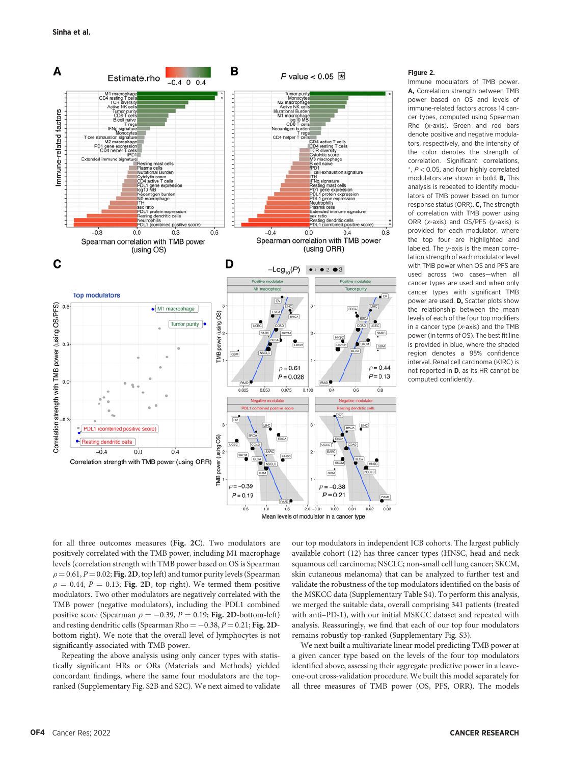**Figure 2.**

Immune modulators of TMB power. **A,** Correlation strength between TMB power based on OS and levels of immune-related factors across 14 cancer types, computed using Spearman Rho (x-axis). Green and red bars denote positive and negative modulators, respectively, and the intensity of the color denotes the strength of the correlation. Significant correlations, *, $P < 0.05$, and four highly correlated modulators are shown in bold. **B,** This analysis is repeated to identify modulators of TMB power based on tumor response status (ORR). **C,** The strength of correlation with TMB power using ORR (*x*-axis) and OS/PFS (*y*-axis) is provided for each modulator, where the top four are highlighted and labeled. The *y*-axis is the mean correlation strength of each modulator level with TMB power when OS and PFS are used across two cases—when all cancer types are used and when only cancer types with significant TMB power are used. **D,** Scatter plots show the relationship between the mean levels of each of the four top modifiers in a cancer type (*x*-axis) and the TMB power (in terms of OS). The best fit line is provided in blue, where the shaded region denotes a 95% confidence interval. Renal cell carcinoma (KIRC) is not reported in **D**, as its HR cannot be computed confidently.

for all three outcomes measures (**Fig. 2C**). Two modulators are positively correlated with the TMB power, including M1 macrophage levels (correlation strength with TMB power based on OS is Spearman $\rho = 0.61$, $P = 0.02$; **Fig. 2D**, top left) and tumor purity levels (Spearman $\rho = 0.44$, $P = 0.13$; **Fig. 2D**, top right). We termed them positive modulators. Two other modulators are negatively correlated with the TMB power (negative modulators), including the PDL1 combined positive score (Spearman $\rho = -0.39$, $P = 0.19$; **Fig. 2D**-bottom-left) and resting dendritic cells (Spearman Rho $= -0.38$, $P = 0.21$; **Fig. 2D**-bottom right). We note that the overall level of lymphocytes is not significantly associated with TMB power.

Repeating the above analysis using only cancer types with statistically significant HRs or ORs (Materials and Methods) yielded concordant findings, where the same four modulators are the top-ranked (Supplementary Fig. S2B and S2C). We next aimed to validate our top modulators in independent ICB cohorts. The largest publicly available cohort (12) has three cancer types (HNSC, head and neck squamous cell carcinoma; NSCLC; non-small cell lung cancer; SKCM, skin cutaneous melanoma) that can be analyzed to further test and validate the robustness of the top modulators identified on the basis of the MSKCC data (Supplementary Table S4). To perform this analysis, we merged the suitable data, overall comprising 341 patients (treated with anti–PD-1), with our initial MSKCC dataset and repeated with analysis. Reassuringly, we find that each of our top four modulators remains robustly top-ranked (Supplementary Fig. S3).

We next built a multivariate linear model predicting TMB power at a given cancer type based on the levels of the four top modulators identified above, assessing their aggregate predictive power in a leave-one-out cross-validation procedure. We built this model separately for all three measures of TMB power (OS, PFS, ORR). The models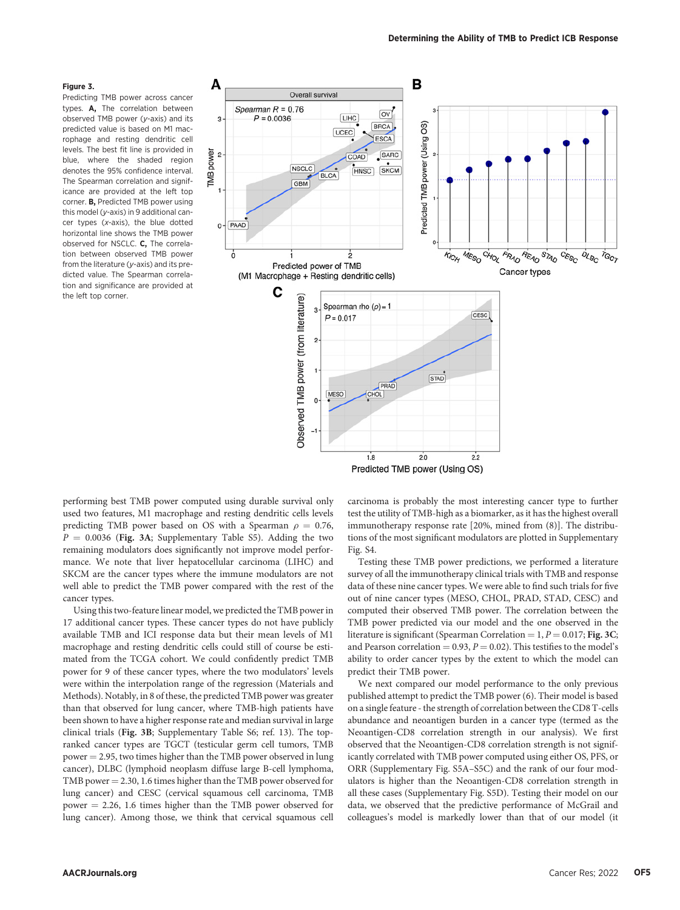**Figure 3.**

Predicting TMB power across cancer types. **A,** The correlation between observed TMB power (y-axis) and its predicted value is based on M1 macrophage and resting dendritic cell levels. The best fit line is provided in blue, where the shaded region denotes the 95% confidence interval. The Spearman correlation and significance are provided at the left top corner. **B,** Predicted TMB power using this model (y-axis) in 9 additional cancer types (x-axis), the blue dotted horizontal line shows the TMB power observed for NSCLC. **C,** The correlation between observed TMB power from the literature (y-axis) and its predicted value. The Spearman correlation and significance are provided at the left top corner.

performing best TMB power computed using durable survival only used two features, M1 macrophage and resting dendritic cells levels predicting TMB power based on OS with a Spearman $\rho = 0.76$, $P = 0.0036$ (**Fig. 3A**; Supplementary Table S5). Adding the two remaining modulators does significantly not improve model performance. We note that liver hepatocellular carcinoma (LIHC) and SKCM are the cancer types where the immune modulators are not well able to predict the TMB power compared with the rest of the cancer types.

Using this two-feature linear model, we predicted the TMB power in 17 additional cancer types. These cancer types do not have publicly available TMB and ICI response data but their mean levels of M1 macrophage and resting dendritic cells could still of course be estimated from the TCGA cohort. We could confidently predict TMB power for 9 of these cancer types, where the two modulators' levels were within the interpolation range of the regression (Materials and Methods). Notably, in 8 of these, the predicted TMB power was greater than that observed for lung cancer, where TMB-high patients have been shown to have a higher response rate and median survival in large clinical trials (**Fig. 3B**; Supplementary Table S6; ref. 13). The top-ranked cancer types are TGCT (testicular germ cell tumors, TMB power = 2.95, two times higher than the TMB power observed in lung cancer), DLBC (lymphoid neoplasm diffuse large B-cell lymphoma, TMB power = 2.30, 1.6 times higher than the TMB power observed for lung cancer) and CESC (cervical squamous cell carcinoma, TMB power = 2.26, 1.6 times higher than the TMB power observed for lung cancer). Among those, we think that cervical squamous cell carcinoma is probably the most interesting cancer type to further test the utility of TMB-high as a biomarker, as it has the highest overall immunotherapy response rate [20%, mined from (8)]. The distributions of the most significant modulators are plotted in Supplementary Fig. S4.

Testing these TMB power predictions, we performed a literature survey of all the immunotherapy clinical trials with TMB and response data of these nine cancer types. We were able to find such trials for five out of nine cancer types (MESO, CHOL, PRAD, STAD, CESC) and computed their observed TMB power. The correlation between the TMB power predicted via our model and the one observed in the literature is significant (Spearman Correlation = 1, $P = 0.017$; **Fig. 3C**; and Pearson correlation = 0.93, $P = 0.02$). This testifies to the model's ability to order cancer types by the extent to which the model can predict their TMB power.

We next compared our model performance to the only previous published attempt to predict the TMB power (6). Their model is based on a single feature - the strength of correlation between the CD8 T-cells abundance and neoantigen burden in a cancer type (termed as the Neoantigen-CD8 correlation strength in our analysis). We first observed that the Neoantigen-CD8 correlation strength is not significantly correlated with TMB power computed using either OS, PFS, or ORR (Supplementary Fig. S5A–S5C) and the rank of our four modulators is higher than the Neoantigen-CD8 correlation strength in all these cases (Supplementary Fig. S5D). Testing their model on our data, we observed that the predictive performance of McGrail and colleagues's model is markedly lower than that of our model (it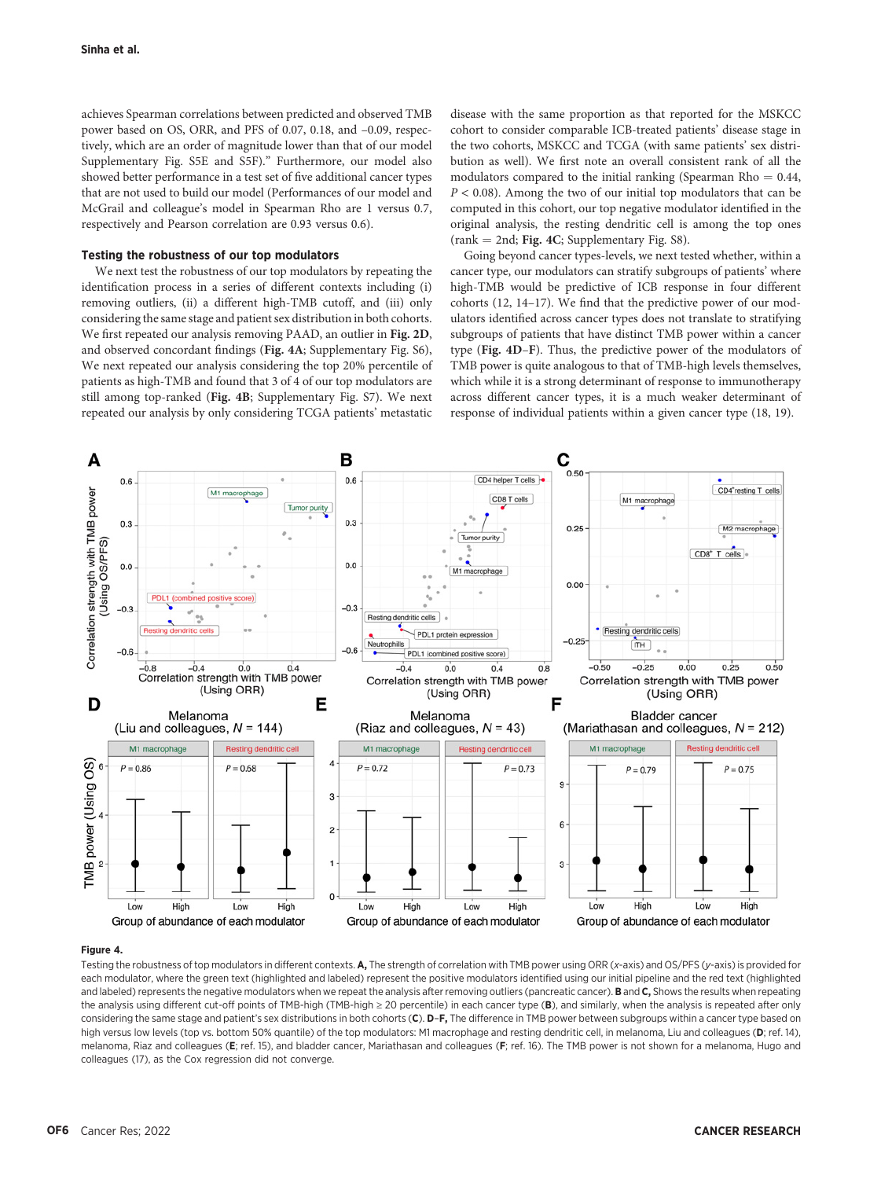achieves Spearman correlations between predicted and observed TMB power based on OS, ORR, and PFS of 0.07, 0.18, and −0.09, respectively, which are an order of magnitude lower than that of our model Supplementary Fig. S5E and S5F)." Furthermore, our model also showed better performance in a test set of five additional cancer types that are not used to build our model (Performances of our model and McGrail and colleague's model in Spearman Rho are 1 versus 0.7, respectively and Pearson correlation are 0.93 versus 0.6).

## Testing the robustness of our top modulators

We next test the robustness of our top modulators by repeating the identification process in a series of different contexts including (i) removing outliers, (ii) a different high-TMB cutoff, and (iii) only considering the same stage and patient sex distribution in both cohorts. We first repeated our analysis removing PAAD, an outlier in **Fig. 2D**, and observed concordant findings (**Fig. 4A**; Supplementary Fig. S6), We next repeated our analysis considering the top 20% percentile of patients as high-TMB and found that 3 of 4 of our top modulators are still among top-ranked (**Fig. 4B**; Supplementary Fig. S7). We next repeated our analysis by only considering TCGA patients' metastatic disease with the same proportion as that reported for the MSKCC cohort to consider comparable ICB-treated patients' disease stage in the two cohorts, MSKCC and TCGA (with same patients' sex distribution as well). We first note an overall consistent rank of all the modulators compared to the initial ranking (Spearman Rho = 0.44, $P < 0.08$). Among the two of our initial top modulators that can be computed in this cohort, our top negative modulator identified in the original analysis, the resting dendritic cell is among the top ones (rank = 2nd; **Fig. 4C**; Supplementary Fig. S8).

Going beyond cancer types-levels, we next tested whether, within a cancer type, our modulators can stratify subgroups of patients' where high-TMB would be predictive of ICB response in four different cohorts (12, 14–17). We find that the predictive power of our modulators identified across cancer types does not translate to stratifying subgroups of patients that have distinct TMB power within a cancer type (**Fig. 4D–F**). Thus, the predictive power of the modulators of TMB power is quite analogous to that of TMB-high levels themselves, which while it is a strong determinant of response to immunotherapy across different cancer types, it is a much weaker determinant of response of individual patients within a given cancer type (18, 19).

**Figure 4.**

Testing the robustness of top modulators in different contexts. **A,** The strength of correlation with TMB power using ORR (*x*-axis) and OS/PFS (*y*-axis) is provided for each modulator, where the green text (highlighted and labeled) represent the positive modulators identified using our initial pipeline and the red text (highlighted and labeled) represents the negative modulators when we repeat the analysis after removing outliers (pancreatic cancer). **B** and **C,** Shows the results when repeating the analysis using different cut-off points of TMB-high (TMB-high ≥ 20 percentile) in each cancer type (**B**), and similarly, when the analysis is repeated after only considering the same stage and patient's sex distributions in both cohorts (**C**). **D–F,** The difference in TMB power between subgroups within a cancer type based on high versus low levels (top vs. bottom 50% quantile) of the top modulators: M1 macrophage and resting dendritic cell, in melanoma, Liu and colleagues (**D**; ref. 14), melanoma, Riaz and colleagues (**E**; ref. 15), and bladder cancer, Mariathasan and colleagues (**F**; ref. 16). The TMB power is not shown for a melanoma, Hugo and colleagues (17), as the Cox regression did not converge.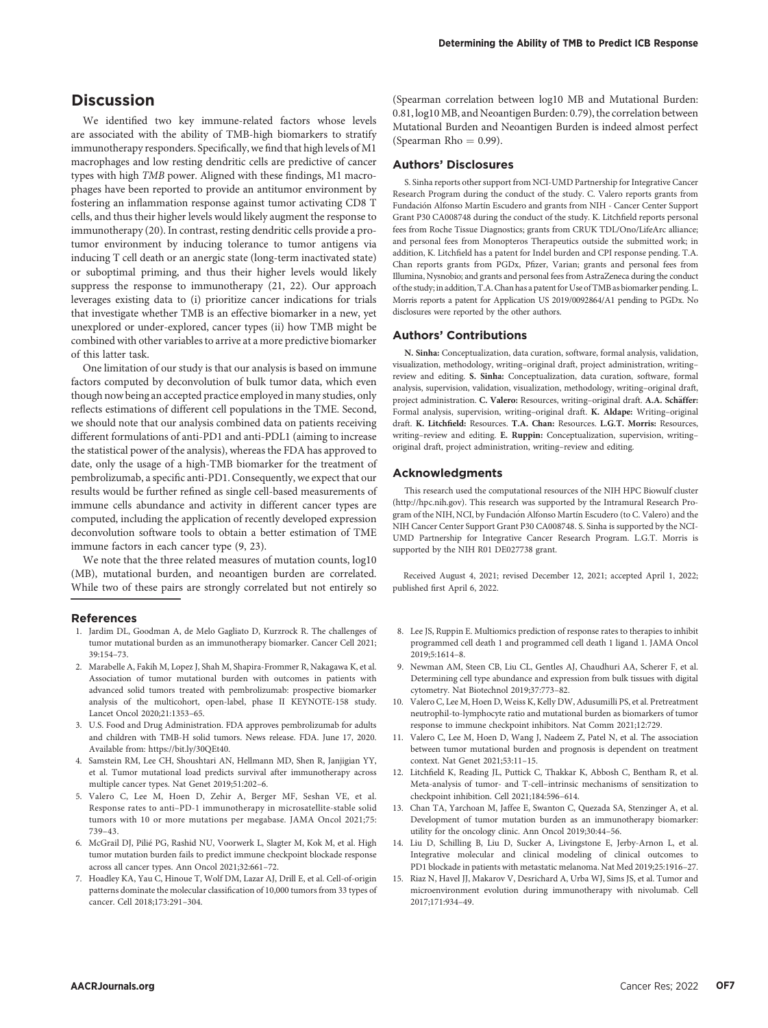## Discussion

We identified two key immune-related factors whose levels are associated with the ability of TMB-high biomarkers to stratify immunotherapy responders. Specifically, we find that high levels of M1 macrophages and low resting dendritic cells are predictive of cancer types with high *TMB* power. Aligned with these findings, M1 macrophages have been reported to provide an antitumor environment by fostering an inflammation response against tumor activating CD8 T cells, and thus their higher levels would likely augment the response to immunotherapy (20). In contrast, resting dendritic cells provide a protumor environment by inducing tolerance to tumor antigens via inducing T cell death or an anergic state (long-term inactivated state) or suboptimal priming, and thus their higher levels would likely suppress the response to immunotherapy (21, 22). Our approach leverages existing data to (i) prioritize cancer indications for trials that investigate whether TMB is an effective biomarker in a new, yet unexplored or under-explored, cancer types (ii) how TMB might be combined with other variables to arrive at a more predictive biomarker of this latter task.

One limitation of our study is that our analysis is based on immune factors computed by deconvolution of bulk tumor data, which even though now being an accepted practice employed in many studies, only reflects estimations of different cell populations in the TME. Second, we should note that our analysis combined data on patients receiving different formulations of anti-PD1 and anti-PDL1 (aiming to increase the statistical power of the analysis), whereas the FDA has approved to date, only the usage of a high-TMB biomarker for the treatment of pembrolizumab, a specific anti-PD1. Consequently, we expect that our results would be further refined as single cell-based measurements of immune cells abundance and activity in different cancer types are computed, including the application of recently developed expression deconvolution software tools to obtain a better estimation of TME immune factors in each cancer type (9, 23).

We note that the three related measures of mutation counts, log10 (MB), mutational burden, and neoantigen burden are correlated. While two of these pairs are strongly correlated but not entirely so (Spearman correlation between log10 MB and Mutational Burden: 0.81, log10 MB, and Neoantigen Burden: 0.79), the correlation between Mutational Burden and Neoantigen Burden is indeed almost perfect (Spearman Rho = 0.99).

### Authors' Disclosures

S. Sinha reports other support from NCI-UMD Partnership for Integrative Cancer Research Program during the conduct of the study. C. Valero reports grants from Fundación Alfonso Martín Escudero and grants from NIH - Cancer Center Support Grant P30 CA008748 during the conduct of the study. K. Litchfield reports personal fees from Roche Tissue Diagnostics; grants from CRUK TDL/Ono/LifeArc alliance; and personal fees from Monopteros Therapeutics outside the submitted work; in addition, K. Litchfield has a patent for Indel burden and CPI response pending. T.A. Chan reports grants from PGDx, Pfizer, Varian; grants and personal fees from Illumina, Nysnobio; and grants and personal fees from AstraZeneca during the conduct of the study; in addition, T.A. Chan has a patent for Use of TMB as biomarker pending. L. Morris reports a patent for Application US 2019/0092864/A1 pending to PGDx. No disclosures were reported by the other authors.

### Authors' Contributions

**N. Sinha:** Conceptualization, data curation, software, formal analysis, validation, visualization, methodology, writing–original draft, project administration, writing–review and editing. **S. Sinha:** Conceptualization, data curation, software, formal analysis, supervision, validation, visualization, methodology, writing–original draft, project administration. **C. Valero:** Resources, writing–original draft. **A.A. Schäffer:** Formal analysis, supervision, writing–original draft. **K. Aldape:** Writing–original draft. **K. Litchfield:** Resources. **T.A. Chan:** Resources. **L.G.T. Morris:** Resources, writing–review and editing. **E. Ruppin:** Conceptualization, supervision, writing–original draft, project administration, writing–review and editing.

### Acknowledgments

This research used the computational resources of the NIH HPC Biowulf cluster (http://hpc.nih.gov). This research was supported by the Intramural Research Program of the NIH, NCI, by Fundación Alfonso Martín Escudero (to C. Valero) and the NIH Cancer Center Support Grant P30 CA008748. S. Sinha is supported by the NCI-UMD Partnership for Integrative Cancer Research Program. L.G.T. Morris is supported by the NIH R01 DE027738 grant.

Received August 4, 2021; revised December 12, 2021; accepted April 1, 2022; published first April 6, 2022.

### References

1. Jardim DL, Goodman A, de Melo Gagliato D, Kurzrock R. The challenges of tumor mutational burden as an immunotherapy biomarker. Cancer Cell 2021;39:154–73.
2. Marabelle A, Fakih M, Lopez J, Shah M, Shapira-Frommer R, Nakagawa K, et al. Association of tumour mutational burden with outcomes in patients with advanced solid tumours treated with pembrolizumab: prospective biomarker analysis of the multicohort, open-label, phase II KEYNOTE-158 study. Lancet Oncol 2020;21:1353–65.
3. U.S. Food and Drug Administration. FDA approves pembrolizumab for adults and children with TMB-H solid tumors. News release. FDA. June 17, 2020. Available from: https://bit.ly/30QEt40.
4. Samstein RM, Lee CH, Shoushtari AN, Hellmann MD, Shen R, Janjigian YY, et al. Tumor mutational load predicts survival after immunotherapy across multiple cancer types. Nat Genet 2019;51:202–6.
5. Valero C, Lee M, Hoen D, Zehir A, Berger MF, Seshan VE, et al. Response rates to anti–PD-1 immunotherapy in microsatellite-stable solid tumors with 10 or more mutations per megabase. JAMA Oncol 2021;75:739–43.
6. McGrail DJ, Pilié PG, Rashid NU, Voorwerk L, Slagter M, Kok M, et al. High tumor mutation burden fails to predict immune checkpoint blockade response across all cancer types. Ann Oncol 2021;32:661–72.
7. Hoadley KA, Yau C, Hinoue T, Wolf DM, Lazar AJ, Drill E, et al. Cell-of-origin patterns dominate the molecular classification of 10,000 tumors from 33 types of cancer. Cell 2018;173:291–304.
8. Lee JS, Ruppin E. Multiomics prediction of response rates to therapies to inhibit programmed cell death 1 and programmed cell death 1 ligand 1. JAMA Oncol 2019;5:1614–8.
9. Newman AM, Steen CB, Liu CL, Gentles AJ, Chaudhuri AA, Scherer F, et al. Determining cell type abundance and expression from bulk tissues with digital cytometry. Nat Biotechnol 2019;37:773–82.
10. Valero C, Lee M, Hoen D, Weiss K, Kelly DW, Adusumilli PS, et al. Pretreatment neutrophil-to-lymphocyte ratio and mutational burden as biomarkers of tumor response to immune checkpoint inhibitors. Nat Comm 2021;12:729.
11. Valero C, Lee M, Hoen D, Wang J, Nadeem Z, Patel N, et al. The association between tumor mutational burden and prognosis is dependent on treatment context. Nat Genet 2021;53:11–15.
12. Litchfield K, Reading JL, Puttick C, Thakkar K, Abbosh C, Bentham R, et al. Meta-analysis of tumor- and T-cell–intrinsic mechanisms of sensitization to checkpoint inhibition. Cell 2021;184:596–614.
13. Chan TA, Yarchoan M, Jaffee E, Swanton C, Quezada SA, Stenzinger A, et al. Development of tumor mutation burden as an immunotherapy biomarker: utility for the oncology clinic. Ann Oncol 2019;30:44–56.
14. Liu D, Schilling B, Liu D, Sucker A, Livingstone E, Jerby-Arnon L, et al. Integrative molecular and clinical modeling of clinical outcomes to PD1 blockade in patients with metastatic melanoma. Nat Med 2019;25:1916–27.
15. Riaz N, Havel JJ, Makarov V, Desrichard A, Urba WJ, Sims JS, et al. Tumor and microenvironment evolution during immunotherapy with nivolumab. Cell 2017;171:934–49.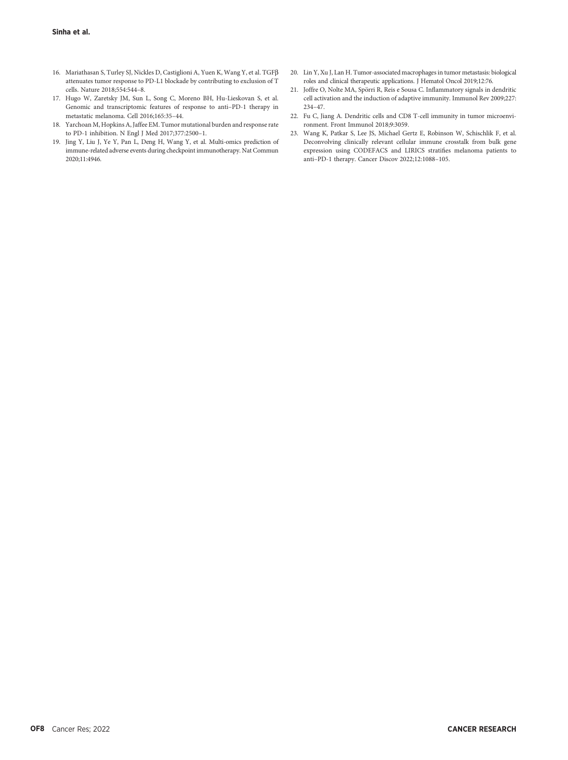16. Mariathasan S, Turley SJ, Nickles D, Castiglioni A, Yuen K, Wang Y, et al. TGFβ attenuates tumor response to PD-L1 blockade by contributing to exclusion of T cells. Nature 2018;554:544–8.
17. Hugo W, Zaretsky JM, Sun L, Song C, Moreno BH, Hu-Lieskovan S, et al. Genomic and transcriptomic features of response to anti–PD-1 therapy in metastatic melanoma. Cell 2016;165:35–44.
18. Yarchoan M, Hopkins A, Jaffee EM. Tumor mutational burden and response rate to PD-1 inhibition. N Engl J Med 2017;377:2500–1.
19. Jing Y, Liu J, Ye Y, Pan L, Deng H, Wang Y, et al. Multi-omics prediction of immune-related adverse events during checkpoint immunotherapy. Nat Commun 2020;11:4946.
20. Lin Y, Xu J, Lan H. Tumor-associated macrophages in tumor metastasis: biological roles and clinical therapeutic applications. J Hematol Oncol 2019;12:76.
21. Joffre O, Nolte MA, Spörri R, Reis e Sousa C. Inflammatory signals in dendritic cell activation and the induction of adaptive immunity. Immunol Rev 2009;227: 234–47.
22. Fu C, Jiang A. Dendritic cells and CD8 T-cell immunity in tumor microenvironment. Front Immunol 2018;9:3059.
23. Wang K, Patkar S, Lee JS, Michael Gertz E, Robinson W, Schischlik F, et al. Deconvolving clinically relevant cellular immune crosstalk from bulk gene expression using CODEFACS and LIRICS stratifies melanoma patients to anti–PD-1 therapy. Cancer Discov 2022;12:1088–105.